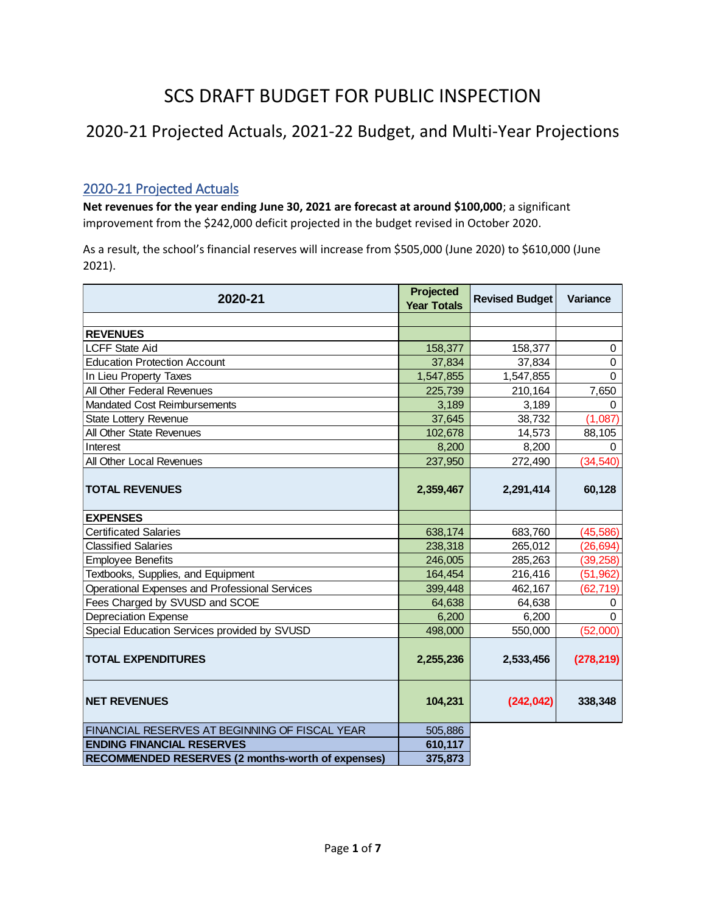# SCS DRAFT BUDGET FOR PUBLIC INSPECTION

## 2020-21 Projected Actuals, 2021-22 Budget, and Multi-Year Projections

### 2020-21 Projected Actuals

**Net revenues for the year ending June 30, 2021 are forecast at around $100,000**; a significant improvement from the $242,000 deficit projected in the budget revised in October 2020.

As a result, the school's financial reserves will increase from $505,000 (June 2020) to $610,000 (June 2021).

| 2020-21 | Projected Year Totals | Revised Budget | Variance |
|---|---|---|---|
| | | | |
| **REVENUES** | | | |
| LCFF State Aid | 158,377 | 158,377 | 0 |
| Education Protection Account | 37,834 | 37,834 | 0 |
| In Lieu Property Taxes | 1,547,855 | 1,547,855 | 0 |
| All Other Federal Revenues | 225,739 | 210,164 | 7,650 |
| Mandated Cost Reimbursements | 3,189 | 3,189 | 0 |
| State Lottery Revenue | 37,645 | 38,732 | (1,087) |
| All Other State Revenues | 102,678 | 14,573 | 88,105 |
| Interest | 8,200 | 8,200 | 0 |
| All Other Local Revenues | 237,950 | 272,490 | (34,540) |
| **TOTAL REVENUES** | **2,359,467** | **2,291,414** | **60,128** |
| **EXPENSES** | | | |
| Certificated Salaries | 638,174 | 683,760 | (45,586) |
| Classified Salaries | 238,318 | 265,012 | (26,694) |
| Employee Benefits | 246,005 | 285,263 | (39,258) |
| Textbooks, Supplies, and Equipment | 164,454 | 216,416 | (51,962) |
| Operational Expenses and Professional Services | 399,448 | 462,167 | (62,719) |
| Fees Charged by SVUSD and SCOE | 64,638 | 64,638 | 0 |
| Depreciation Expense | 6,200 | 6,200 | 0 |
| Special Education Services provided by SVUSD | 498,000 | 550,000 | (52,000) |
| **TOTAL EXPENDITURES** | **2,255,236** | **2,533,456** | **(278,219)** |
| **NET REVENUES** | **104,231** | **(242,042)** | **338,348** |
| FINANCIAL RESERVES AT BEGINNING OF FISCAL YEAR | 505,886 | | |
| **ENDING FINANCIAL RESERVES** | **610,117** | | |
| **RECOMMENDED RESERVES (2 months-worth of expenses)** | **375,873** | | |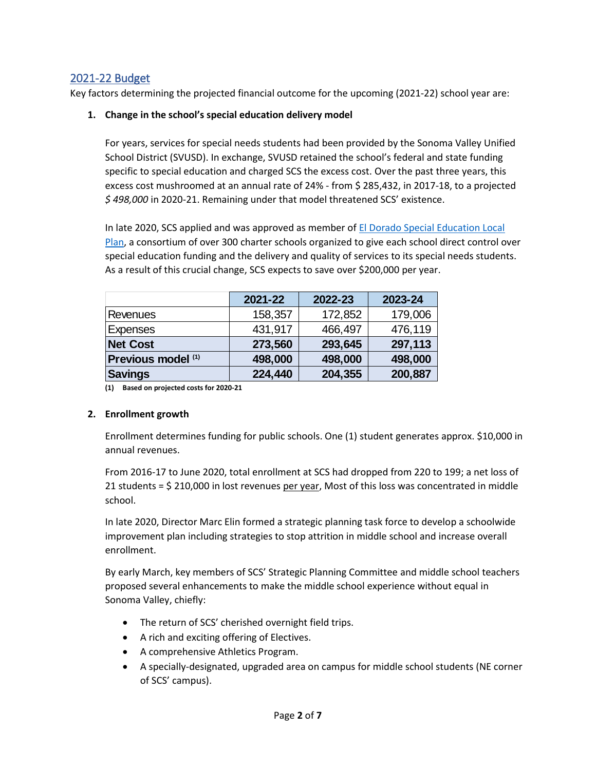## 2021-22 Budget

Key factors determining the projected financial outcome for the upcoming (2021-22) school year are:

1. **Change in the school's special education delivery model**

   For years, services for special needs students had been provided by the Sonoma Valley Unified School District (SVUSD). In exchange, SVUSD retained the school's federal and state funding specific to special education and charged SCS the excess cost. Over the past three years, this excess cost mushroomed at an annual rate of 24% - from $ 285,432, in 2017-18, to a projected *$ 498,000* in 2020-21. Remaining under that model threatened SCS' existence.

   In late 2020, SCS applied and was approved as member of El Dorado Special Education Local Plan, a consortium of over 300 charter schools organized to give each school direct control over special education funding and the delivery and quality of services to its special needs students. As a result of this crucial change, SCS expects to save over $200,000 per year.

   | | 2021-22 | 2022-23 | 2023-24 |
   |---|---|---|---|
   | Revenues | 158,357 | 172,852 | 179,006 |
   | Expenses | 431,917 | 466,497 | 476,119 |
   | **Net Cost** | **273,560** | **293,645** | **297,113** |
   | **Previous model (1)** | **498,000** | **498,000** | **498,000** |
   | **Savings** | **224,440** | **204,355** | **200,887** |

   **(1) Based on projected costs for 2020-21**

2. **Enrollment growth**

   Enrollment determines funding for public schools. One (1) student generates approx. $10,000 in annual revenues.

   From 2016-17 to June 2020, total enrollment at SCS had dropped from 220 to 199; a net loss of 21 students = $ 210,000 in lost revenues per year, Most of this loss was concentrated in middle school.

   In late 2020, Director Marc Elin formed a strategic planning task force to develop a schoolwide improvement plan including strategies to stop attrition in middle school and increase overall enrollment.

   By early March, key members of SCS' Strategic Planning Committee and middle school teachers proposed several enhancements to make the middle school experience without equal in Sonoma Valley, chiefly:

   - The return of SCS' cherished overnight field trips.
   - A rich and exciting offering of Electives.
   - A comprehensive Athletics Program.
   - A specially-designated, upgraded area on campus for middle school students (NE corner of SCS' campus).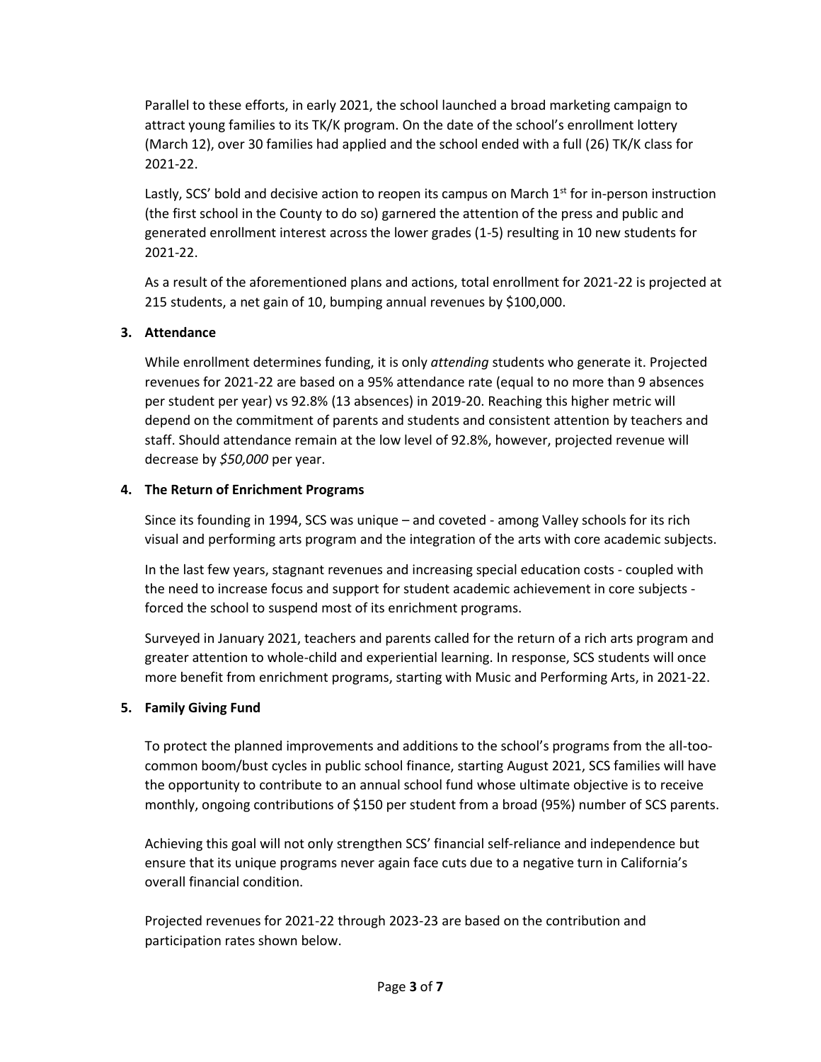Parallel to these efforts, in early 2021, the school launched a broad marketing campaign to attract young families to its TK/K program. On the date of the school's enrollment lottery (March 12), over 30 families had applied and the school ended with a full (26) TK/K class for 2021-22.

Lastly, SCS' bold and decisive action to reopen its campus on March 1st for in-person instruction (the first school in the County to do so) garnered the attention of the press and public and generated enrollment interest across the lower grades (1-5) resulting in 10 new students for 2021-22.

As a result of the aforementioned plans and actions, total enrollment for 2021-22 is projected at 215 students, a net gain of 10, bumping annual revenues by $100,000.

**3. Attendance**

While enrollment determines funding, it is only *attending* students who generate it. Projected revenues for 2021-22 are based on a 95% attendance rate (equal to no more than 9 absences per student per year) vs 92.8% (13 absences) in 2019-20. Reaching this higher metric will depend on the commitment of parents and students and consistent attention by teachers and staff. Should attendance remain at the low level of 92.8%, however, projected revenue will decrease by *$50,000* per year.

**4. The Return of Enrichment Programs**

Since its founding in 1994, SCS was unique – and coveted - among Valley schools for its rich visual and performing arts program and the integration of the arts with core academic subjects.

In the last few years, stagnant revenues and increasing special education costs - coupled with the need to increase focus and support for student academic achievement in core subjects - forced the school to suspend most of its enrichment programs.

Surveyed in January 2021, teachers and parents called for the return of a rich arts program and greater attention to whole-child and experiential learning. In response, SCS students will once more benefit from enrichment programs, starting with Music and Performing Arts, in 2021-22.

**5. Family Giving Fund**

To protect the planned improvements and additions to the school's programs from the all-too-common boom/bust cycles in public school finance, starting August 2021, SCS families will have the opportunity to contribute to an annual school fund whose ultimate objective is to receive monthly, ongoing contributions of $150 per student from a broad (95%) number of SCS parents.

Achieving this goal will not only strengthen SCS' financial self-reliance and independence but ensure that its unique programs never again face cuts due to a negative turn in California's overall financial condition.

Projected revenues for 2021-22 through 2023-23 are based on the contribution and participation rates shown below.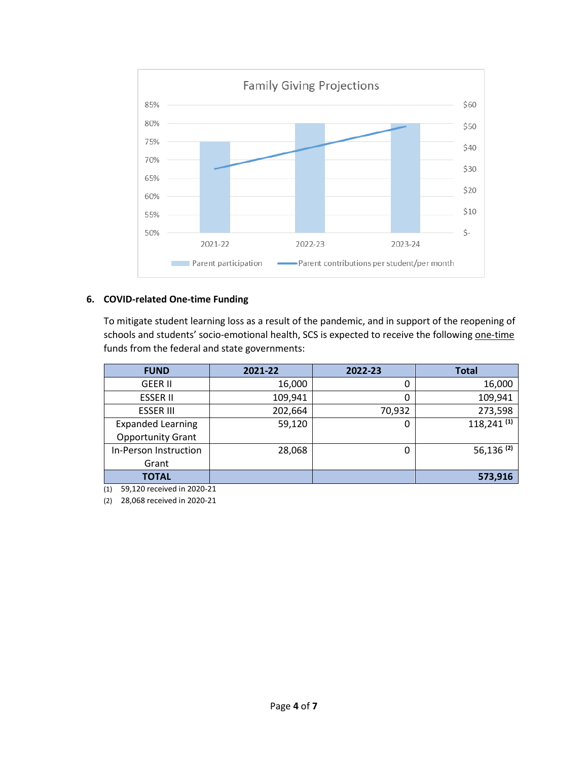Family Giving Projections

| | 2021-22 | 2022-23 | 2023-24 |
|---|---|---|---|
| Parent participation | 75% | 80% | 80% |
| Parent contributions per student/per month | ~$30 | ~$40 | ~$50 |

6. **COVID-related One-time Funding**

To mitigate student learning loss as a result of the pandemic, and in support of the reopening of schools and students' socio-emotional health, SCS is expected to receive the following one-time funds from the federal and state governments:

| FUND | 2021-22 | 2022-23 | Total |
|---|---|---|---|
| GEER II | 16,000 | 0 | 16,000 |
| ESSER II | 109,941 | 0 | 109,941 |
| ESSER III | 202,664 | 70,932 | 273,598 |
| Expanded Learning Opportunity Grant | 59,120 | 0 | 118,241 (1) |
| In-Person Instruction Grant | 28,068 | 0 | 56,136 (2) |
| **TOTAL** | | | **573,916** |

(1) 59,120 received in 2020-21

(2) 28,068 received in 2020-21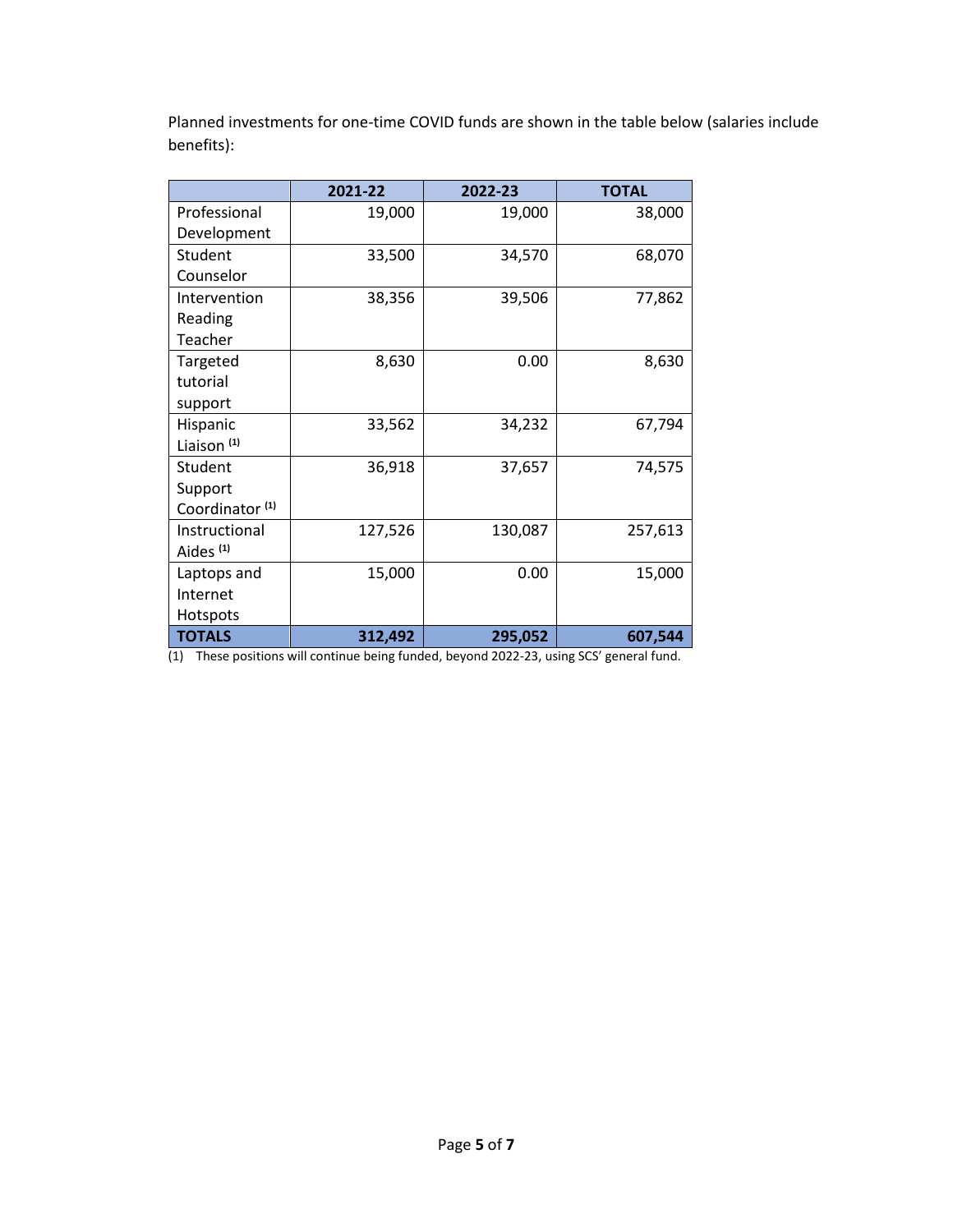Planned investments for one-time COVID funds are shown in the table below (salaries include benefits):

| | 2021-22 | 2022-23 | TOTAL |
|---|---|---|---|
| Professional Development | 19,000 | 19,000 | 38,000 |
| Student Counselor | 33,500 | 34,570 | 68,070 |
| Intervention Reading Teacher | 38,356 | 39,506 | 77,862 |
| Targeted tutorial support | 8,630 | 0.00 | 8,630 |
| Hispanic Liaison [(1)] | 33,562 | 34,232 | 67,794 |
| Student Support Coordinator [(1)] | 36,918 | 37,657 | 74,575 |
| Instructional Aides [(1)] | 127,526 | 130,087 | 257,613 |
| Laptops and Internet Hotspots | 15,000 | 0.00 | 15,000 |
| **TOTALS** | **312,492** | **295,052** | **607,544** |

(1) These positions will continue being funded, beyond 2022-23, using SCS' general fund.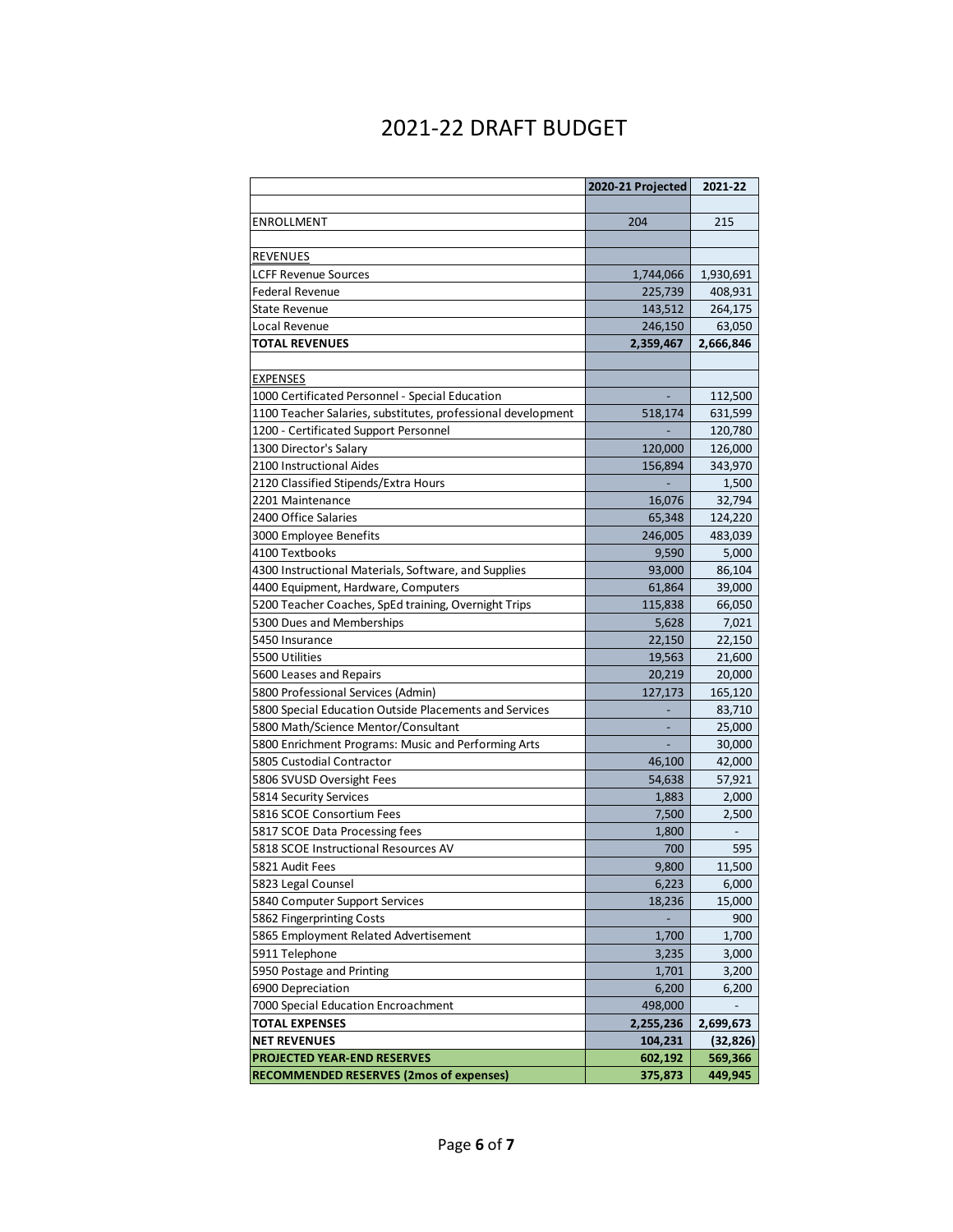# 2021-22 DRAFT BUDGET

| | 2020-21 Projected | 2021-22 |
|---|---|---|
| | | |
| ENROLLMENT | 204 | 215 |
| | | |
| REVENUES | | |
| LCFF Revenue Sources | 1,744,066 | 1,930,691 |
| Federal Revenue | 225,739 | 408,931 |
| State Revenue | 143,512 | 264,175 |
| Local Revenue | 246,150 | 63,050 |
| **TOTAL REVENUES** | **2,359,467** | **2,666,846** |
| | | |
| EXPENSES | | |
| 1000 Certificated Personnel - Special Education | - | 112,500 |
| 1100 Teacher Salaries, substitutes, professional development | 518,174 | 631,599 |
| 1200 - Certificated Support Personnel | - | 120,780 |
| 1300 Director's Salary | 120,000 | 126,000 |
| 2100 Instructional Aides | 156,894 | 343,970 |
| 2120 Classified Stipends/Extra Hours | - | 1,500 |
| 2201 Maintenance | 16,076 | 32,794 |
| 2400 Office Salaries | 65,348 | 124,220 |
| 3000 Employee Benefits | 246,005 | 483,039 |
| 4100 Textbooks | 9,590 | 5,000 |
| 4300 Instructional Materials, Software, and Supplies | 93,000 | 86,104 |
| 4400 Equipment, Hardware, Computers | 61,864 | 39,000 |
| 5200 Teacher Coaches, SpEd training, Overnight Trips | 115,838 | 66,050 |
| 5300 Dues and Memberships | 5,628 | 7,021 |
| 5450 Insurance | 22,150 | 22,150 |
| 5500 Utilities | 19,563 | 21,600 |
| 5600 Leases and Repairs | 20,219 | 20,000 |
| 5800 Professional Services (Admin) | 127,173 | 165,120 |
| 5800 Special Education Outside Placements and Services | - | 83,710 |
| 5800 Math/Science Mentor/Consultant | - | 25,000 |
| 5800 Enrichment Programs: Music and Performing Arts | - | 30,000 |
| 5805 Custodial Contractor | 46,100 | 42,000 |
| 5806 SVUSD Oversight Fees | 54,638 | 57,921 |
| 5814 Security Services | 1,883 | 2,000 |
| 5816 SCOE Consortium Fees | 7,500 | 2,500 |
| 5817 SCOE Data Processing fees | 1,800 | - |
| 5818 SCOE Instructional Resources AV | 700 | 595 |
| 5821 Audit Fees | 9,800 | 11,500 |
| 5823 Legal Counsel | 6,223 | 6,000 |
| 5840 Computer Support Services | 18,236 | 15,000 |
| 5862 Fingerprinting Costs | - | 900 |
| 5865 Employment Related Advertisement | 1,700 | 1,700 |
| 5911 Telephone | 3,235 | 3,000 |
| 5950 Postage and Printing | 1,701 | 3,200 |
| 6900 Depreciation | 6,200 | 6,200 |
| 7000 Special Education Encroachment | 498,000 | - |
| **TOTAL EXPENSES** | **2,255,236** | **2,699,673** |
| **NET REVENUES** | **104,231** | **(32,826)** |
| **PROJECTED YEAR-END RESERVES** | **602,192** | **569,366** |
| **RECOMMENDED RESERVES (2mos of expenses)** | **375,873** | **449,945** |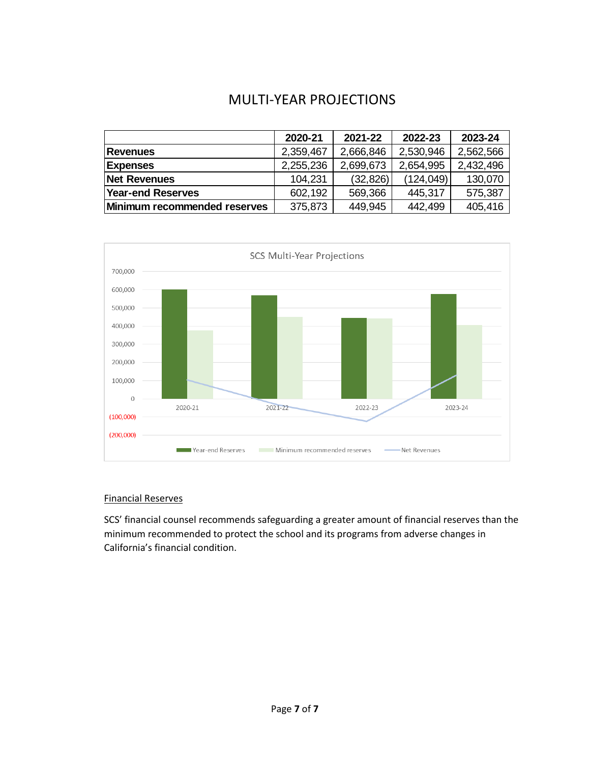# MULTI-YEAR PROJECTIONS

| | 2020-21 | 2021-22 | 2022-23 | 2023-24 |
|---|---|---|---|---|
| **Revenues** | 2,359,467 | 2,666,846 | 2,530,946 | 2,562,566 |
| **Expenses** | 2,255,236 | 2,699,673 | 2,654,995 | 2,432,496 |
| **Net Revenues** | 104,231 | (32,826) | (124,049) | 130,070 |
| **Year-end Reserves** | 602,192 | 569,366 | 445,317 | 575,387 |
| **Minimum recommended reserves** | 375,873 | 449,945 | 442,499 | 405,416 |

SCS Multi-Year Projections

700,000
600,000
500,000
400,000
300,000
200,000
100,000
0
(100,000)
(200,000)

2020-21
2021-22
2022-23
2023-24

Year-end Reserves
Minimum recommended reserves
Net Revenues

<u>Financial Reserves</u>

SCS' financial counsel recommends safeguarding a greater amount of financial reserves than the minimum recommended to protect the school and its programs from adverse changes in California's financial condition.